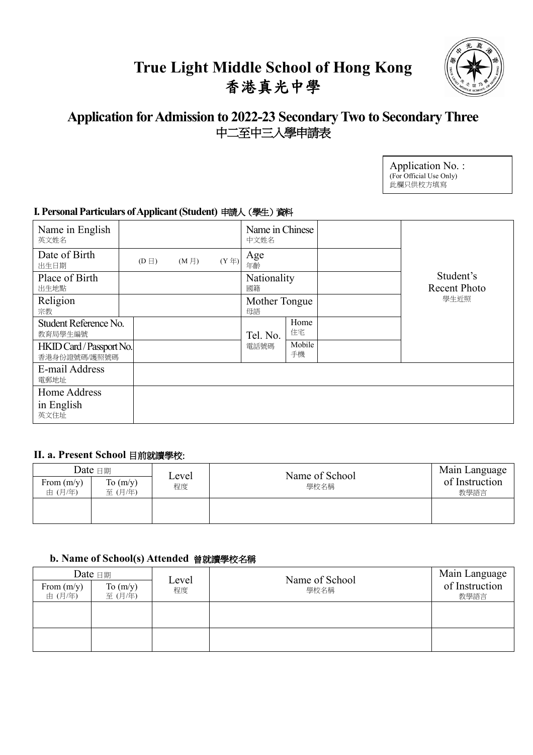# True Light Middle School of Hong Kong
# 香港真光中學

## Application for Admission to 2022-23 Secondary Two to Secondary Three
## 中二至中三入學申請表

| Application No. : (For Official Use Only) 此欄只供校方填寫 |
|---|
| |

### I. Personal Particulars of Applicant (Student) 申請人（學生）資料

| Name in English 英文姓名 | | Name in Chinese 中文姓名 | | | Student's Recent Photo 學生近照 |
|---|---|---|---|---|---|
| Date of Birth 出生日期 | (D 日) (M 月) (Y 年) | Age 年齡 | | | |
| Place of Birth 出生地點 | | Nationality 國籍 | | | |
| Religion 宗教 | | Mother Tongue 母語 | | | |
| Student Reference No. 教育局學生編號 | | Tel. No. 電話號碼 | Home 住宅 | | |
| HKID Card / Passport No. 香港身份證號碼/護照號碼 | | | Mobile 手機 | | |
| E-mail Address 電郵地址 | | | | | |
| Home Address in English 英文住址 | | | | | |

### II. a. Present School 目前就讀學校:

| Date 日期 | | Level 程度 | Name of School 學校名稱 | Main Language of Instruction 教學語言 |
|---|---|---|---|---|
| From (m/y) 由 (月/年) | To (m/y) 至 (月/年) | | | |
| | | | | |

### b. Name of School(s) Attended 曾就讀學校名稱

| Date 日期 | | Level 程度 | Name of School 學校名稱 | Main Language of Instruction 教學語言 |
|---|---|---|---|---|
| From (m/y) 由 (月/年) | To (m/y) 至 (月/年) | | | |
| | | | | |
| | | | | |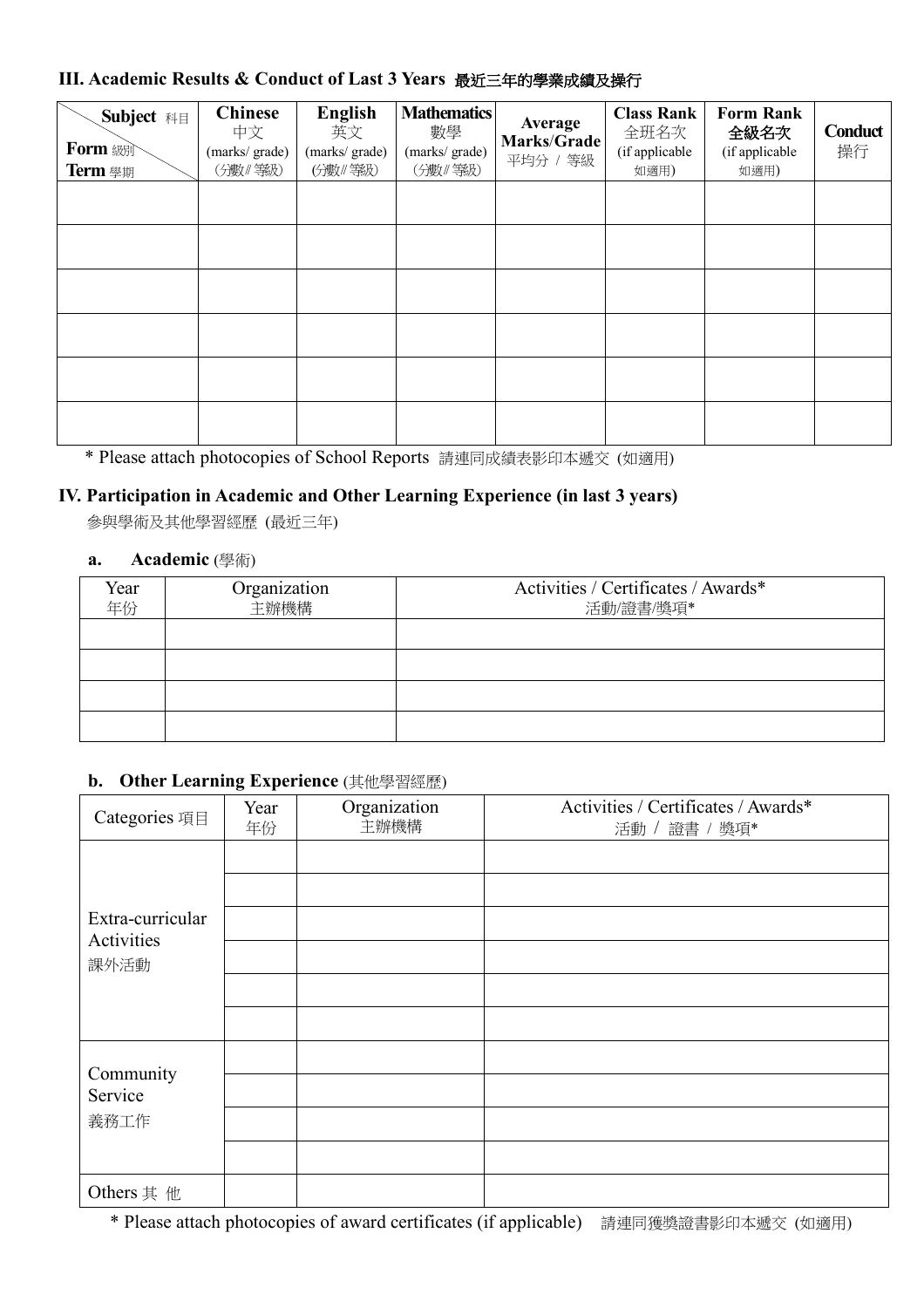### III. Academic Results & Conduct of Last 3 Years 最近三年的學業成績及操行

| Subject 科目 / Form 級別 / Term 學期 | Chinese 中文 (marks/ grade) (分數/ 等級) | English 英文 (marks/ grade) (分數/ 等級) | Mathematics 數學 (marks/ grade) (分數/ 等級) | Average Marks/Grade 平均分 / 等級 | Class Rank 全班名次 (if applicable 如適用) | Form Rank 全級名次 (if applicable 如適用) | Conduct 操行 |
|---|---|---|---|---|---|---|---|
| | | | | | | | |
| | | | | | | | |
| | | | | | | | |
| | | | | | | | |
| | | | | | | | |
| | | | | | | | |

* Please attach photocopies of School Reports 請連同成績表影印本遞交 (如適用)

### IV. Participation in Academic and Other Learning Experience (in last 3 years)

參與學術及其他學習經歷 (最近三年)

**a. Academic** (學術)

| Year 年份 | Organization 主辦機構 | Activities / Certificates / Awards* 活動/證書/獎項* |
|---|---|---|
| | | |
| | | |
| | | |
| | | |

**b. Other Learning Experience** (其他學習經歷)

| Categories 項目 | Year 年份 | Organization 主辦機構 | Activities / Certificates / Awards* 活動 / 證書 / 獎項* |
|---|---|---|---|
| Extra-curricular Activities 課外活動 | | | |
| | | | |
| | | | |
| | | | |
| | | | |
| | | | |
| Community Service 義務工作 | | | |
| | | | |
| | | | |
| | | | |
| Others 其 他 | | | |

* Please attach photocopies of award certificates (if applicable) 請連同獲獎證書影印本遞交 (如適用)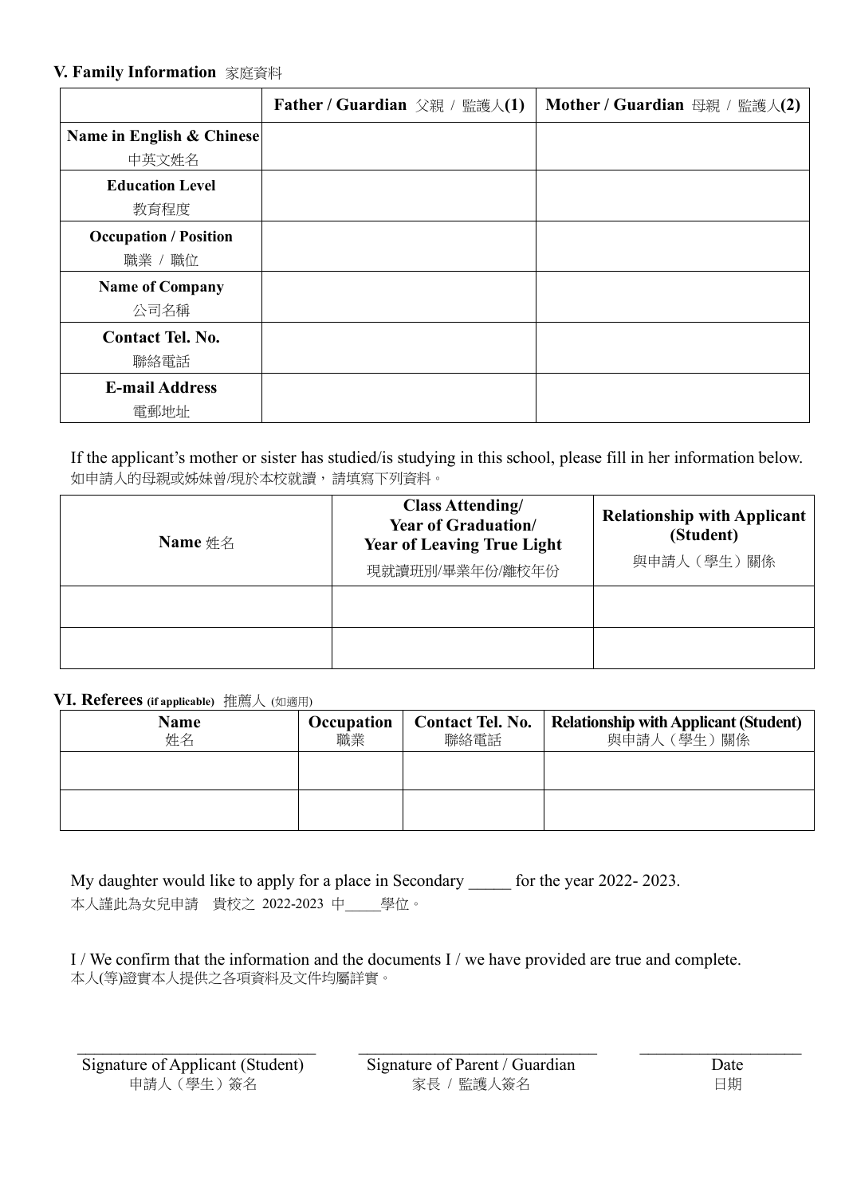## V. Family Information 家庭資料

| | Father / Guardian 父親 / 監護人(1) | Mother / Guardian 母親 / 監護人(2) |
|---|---|---|
| Name in English & Chinese 中英文姓名 | | |
| Education Level 教育程度 | | |
| Occupation / Position 職業 / 職位 | | |
| Name of Company 公司名稱 | | |
| Contact Tel. No. 聯絡電話 | | |
| E-mail Address 電郵地址 | | |

If the applicant's mother or sister has studied/is studying in this school, please fill in her information below.
如申請人的母親或姊妹曾/現於本校就讀，請填寫下列資料。

| Name 姓名 | Class Attending/ Year of Graduation/ Year of Leaving True Light 現就讀班別/畢業年份/離校年份 | Relationship with Applicant (Student) 與申請人（學生）關係 |
|---|---|---|
| | | |
| | | |

## VI. Referees (if applicable) 推薦人 (如適用)

| Name 姓名 | Occupation 職業 | Contact Tel. No. 聯絡電話 | Relationship with Applicant (Student) 與申請人（學生）關係 |
|---|---|---|---|
| | | | |
| | | | |

My daughter would like to apply for a place in Secondary _____ for the year 2022- 2023.
本人謹此為女兒申請 貴校之 2022-2023 中_____學位。

I / We confirm that the information and the documents I / we have provided are true and complete.
本人(等)證實本人提供之各項資料及文件均屬詳實。

_______________________________ Signature of Applicant (Student) 申請人（學生）簽名

_______________________________ Signature of Parent / Guardian 家長 / 監護人簽名

_____________________ Date 日期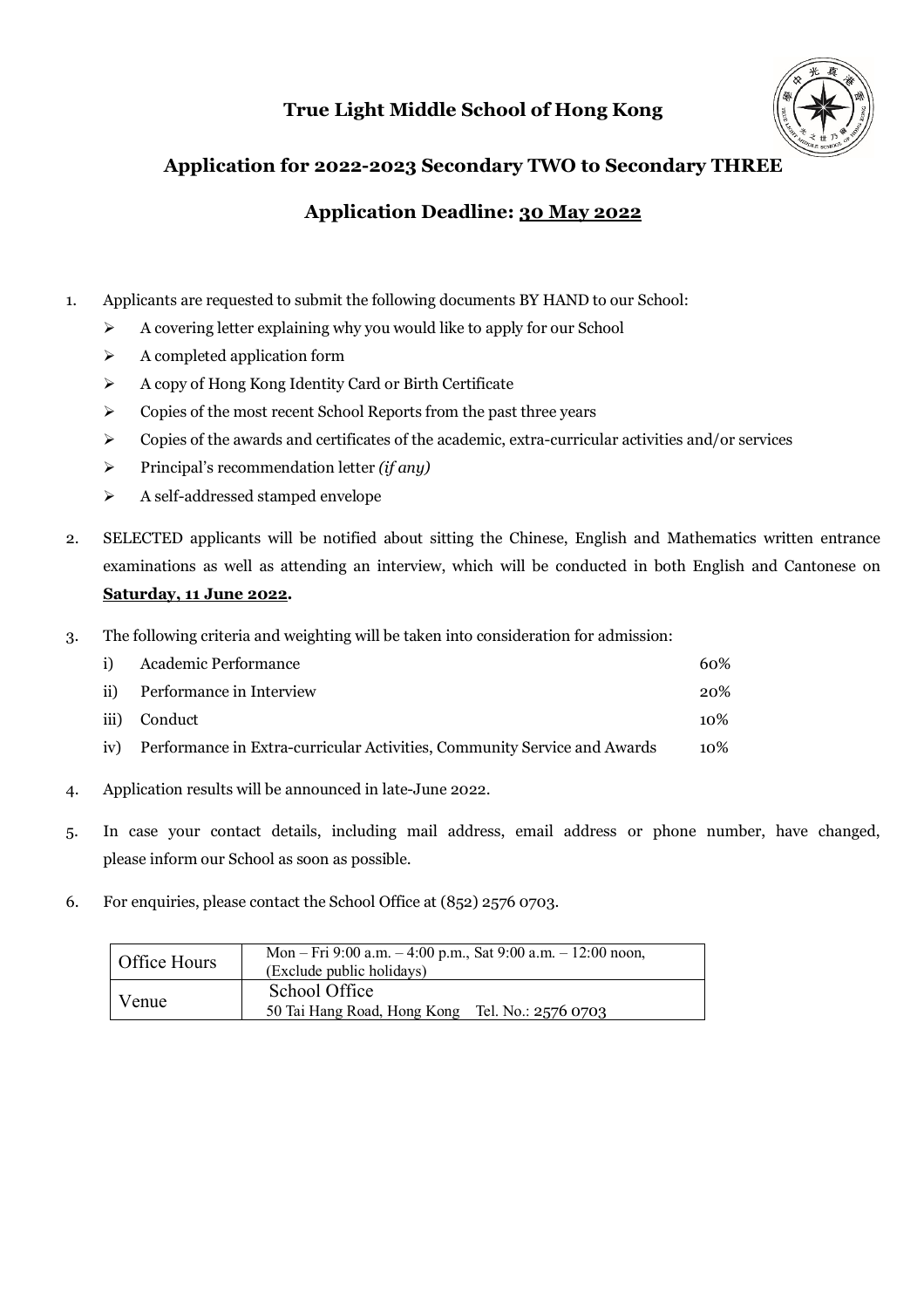# True Light Middle School of Hong Kong

## Application for 2022-2023 Secondary TWO to Secondary THREE

## Application Deadline: 30 May 2022

1. Applicants are requested to submit the following documents BY HAND to our School:
   - A covering letter explaining why you would like to apply for our School
   - A completed application form
   - A copy of Hong Kong Identity Card or Birth Certificate
   - Copies of the most recent School Reports from the past three years
   - Copies of the awards and certificates of the academic, extra-curricular activities and/or services
   - Principal's recommendation letter *(if any)*
   - A self-addressed stamped envelope

2. SELECTED applicants will be notified about sitting the Chinese, English and Mathematics written entrance examinations as well as attending an interview, which will be conducted in both English and Cantonese on **Saturday, 11 June 2022.**

3. The following criteria and weighting will be taken into consideration for admission:

| | | |
|---|---|---|
| i) | Academic Performance | 60% |
| ii) | Performance in Interview | 20% |
| iii) | Conduct | 10% |
| iv) | Performance in Extra-curricular Activities, Community Service and Awards | 10% |

4. Application results will be announced in late-June 2022.

5. In case your contact details, including mail address, email address or phone number, have changed, please inform our School as soon as possible.

6. For enquiries, please contact the School Office at (852) 2576 0703.

| | |
|---|---|
| Office Hours | Mon – Fri 9:00 a.m. – 4:00 p.m., Sat 9:00 a.m. – 12:00 noon, (Exclude public holidays) |
| Venue | School Office<br>50 Tai Hang Road, Hong Kong Tel. No.: 2576 0703 |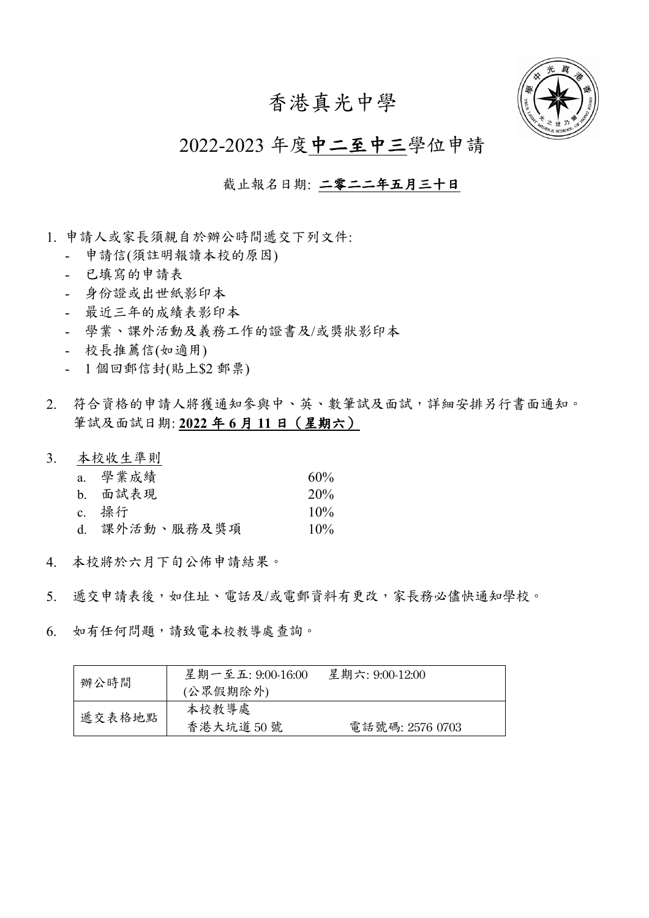# 香港真光中學

## 2022-2023 年度**中二至中三**學位申請

截止報名日期: **二零二二年五月三十日**

1. 申請人或家長須親自於辦公時間遞交下列文件:
   - 申請信(須註明報讀本校的原因)
   - 已填寫的申請表
   - 身份證或出世紙影印本
   - 最近三年的成績表影印本
   - 學業、課外活動及義務工作的證書及/或獎狀影印本
   - 校長推薦信(如適用)
   - 1 個回郵信封(貼上$2 郵票)

2. 符合資格的申請人將獲通知參與中、英、數筆試及面試，詳細安排另行書面通知。
   筆試及面試日期: **2022 年 6 月 11 日（星期六）**

3. 本校收生準則

   | | | |
   |---|---|---|
   | a. | 學業成績 | 60% |
   | b. | 面試表現 | 20% |
   | c. | 操行 | 10% |
   | d. | 課外活動、服務及獎項 | 10% |

4. 本校將於六月下旬公佈申請結果。

5. 遞交申請表後，如住址、電話及/或電郵資料有更改，家長務必儘快通知學校。

6. 如有任何問題，請致電本校教導處查詢。

| | |
|---|---|
| 辦公時間 | 星期一至五: 9:00-16:00　星期六: 9:00-12:00<br>(公眾假期除外) |
| 遞交表格地點 | 本校教導處<br>香港大坑道 50 號　電話號碼: 2576 0703 |